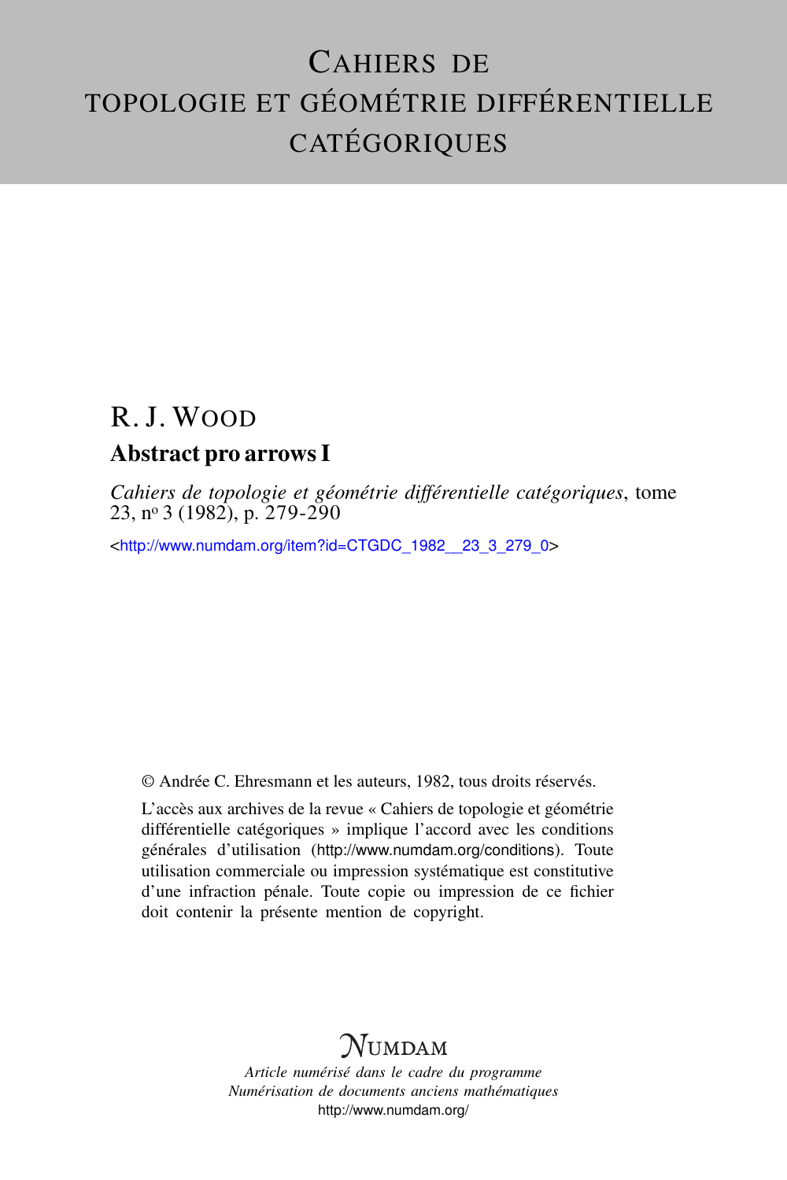# CAHIERS DE TOPOLOGIE ET GÉOMÉTRIE DIFFÉRENTIELLE CATÉGORIQUES

## R. J. WOOD

### Abstract pro arrows I

*Cahiers de topologie et géométrie différentielle catégoriques*, tome 23, n$^{o}$ 3 (1982), p. 279-290

<http://www.numdam.org/item?id=CTGDC_1982__23_3_279_0>

© Andrée C. Ehresmann et les auteurs, 1982, tous droits réservés.

L'accès aux archives de la revue « Cahiers de topologie et géométrie différentielle catégoriques » implique l'accord avec les conditions générales d'utilisation (http://www.numdam.org/conditions). Toute utilisation commerciale ou impression systématique est constitutive d'une infraction pénale. Toute copie ou impression de ce fichier doit contenir la présente mention de copyright.

NUMDAM

*Article numérisé dans le cadre du programme*
*Numérisation de documents anciens mathématiques*
http://www.numdam.org/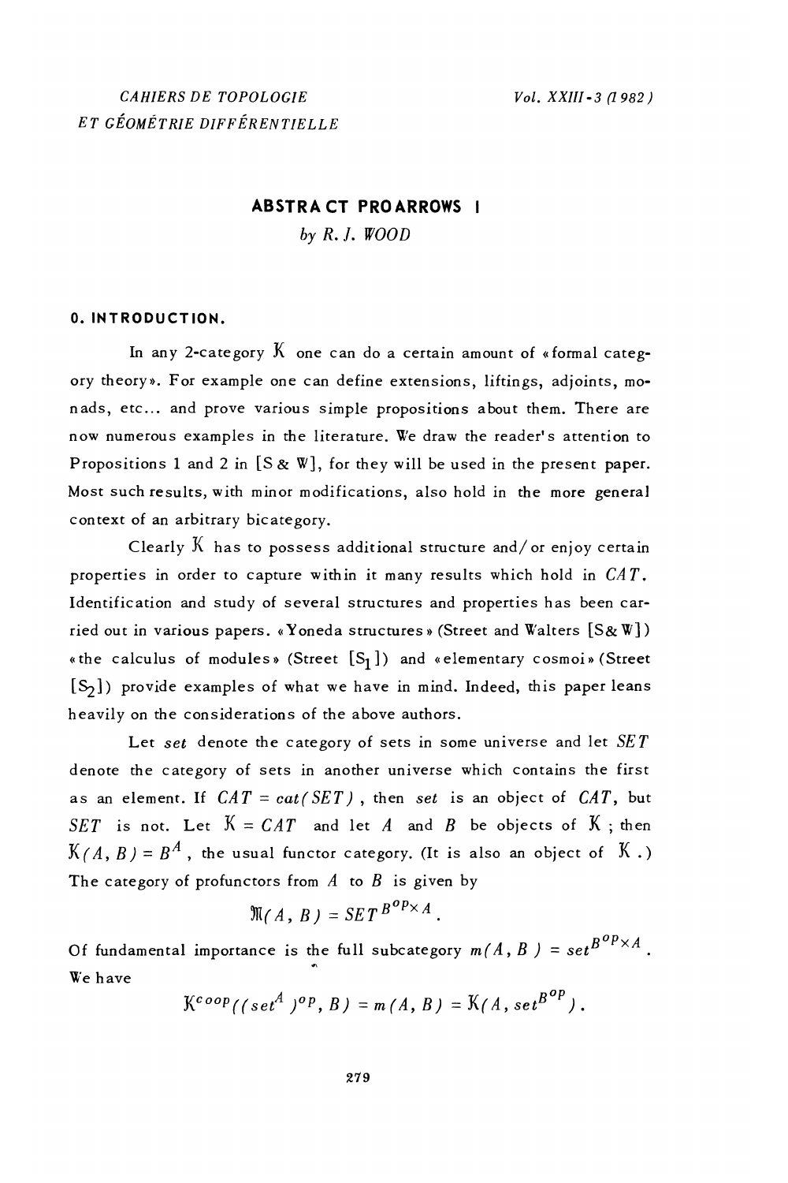ABSTRACT PROARROWS I

*by R. J. WOOD*

## 0. INTRODUCTION.

In any 2-category $\mathcal{K}$ one can do a certain amount of «formal category theory». For example one can define extensions, liftings, adjoints, monads, etc... and prove various simple propositions about them. There are now numerous examples in the literature. We draw the reader's attention to Propositions 1 and 2 in [S & W], for they will be used in the present paper. Most such results, with minor modifications, also hold in the more general context of an arbitrary bicategory.

Clearly $\mathcal{K}$ has to possess additional structure and/or enjoy certain properties in order to capture within it many results which hold in $CAT$. Identification and study of several structures and properties has been carried out in various papers. «Yoneda structures» (Street and Walters [S& W]) «the calculus of modules» (Street [$S_1$]) and «elementary cosmoi» (Street [$S_2$]) provide examples of what we have in mind. Indeed, this paper leans heavily on the considerations of the above authors.

Let *set* denote the category of sets in some universe and let *SET* denote the category of sets in another universe which contains the first as an element. If $CAT = cat(SET)$, then *set* is an object of $CAT$, but $SET$ is not. Let $\mathcal{K} = CAT$ and let $A$ and $B$ be objects of $\mathcal{K}$ ; then $\mathcal{K}(A, B) = B^A$, the usual functor category. (It is also an object of $\mathcal{K}$.) The category of profunctors from $A$ to $B$ is given by

$$\mathfrak{M}(A, B) = SET^{B^{op} \times A}.$$

Of fundamental importance is the full subcategory $m(A, B) = set^{B^{op} \times A}$. We have

$$\mathcal{K}^{coop}((set^A)^{op}, B) = m(A, B) = \mathcal{K}(A, set^{B^{op}}).$$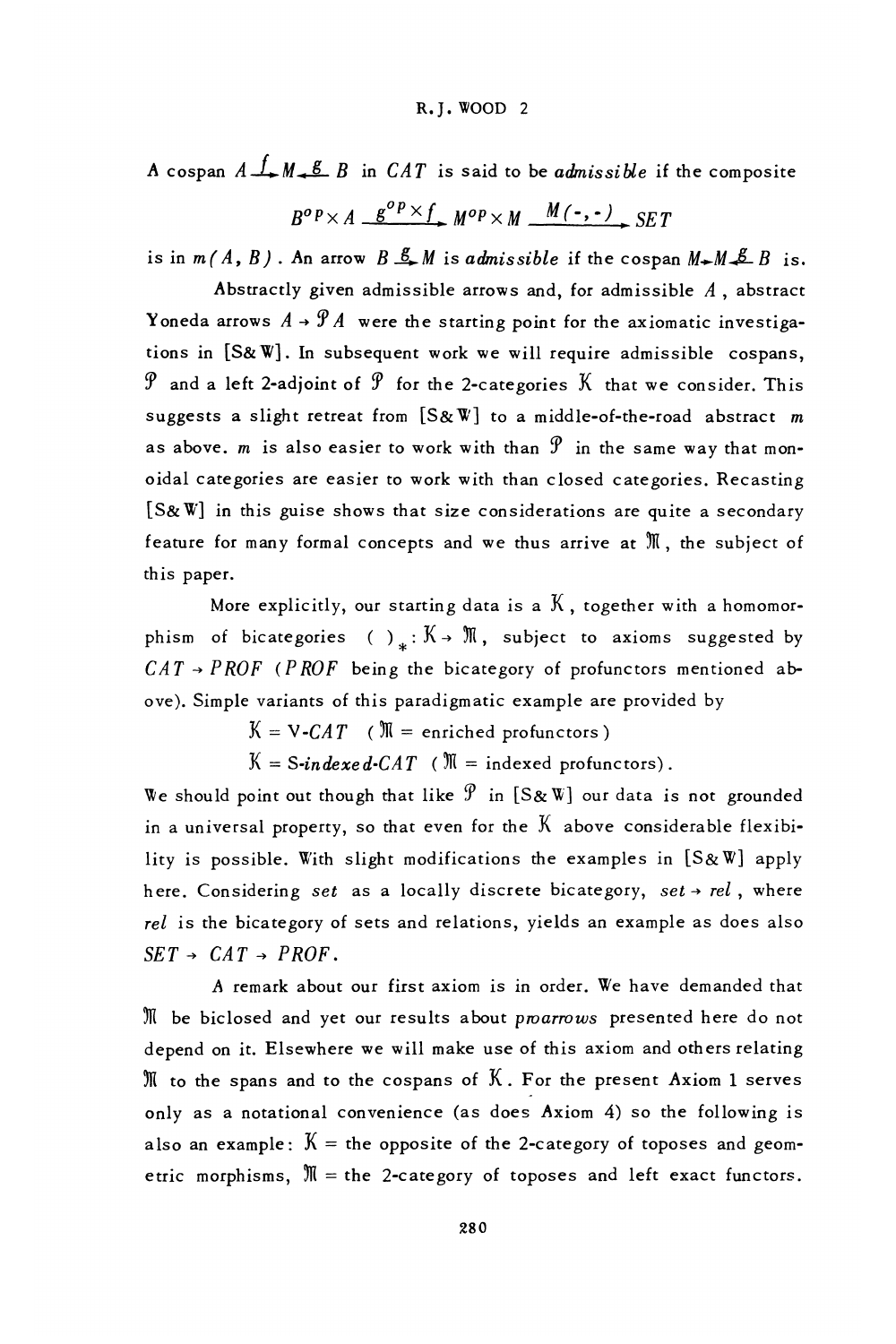A cospan $A \xrightarrow{f} M \xleftarrow{g} B$ in $CAT$ is said to be *admissible* if the composite

$$B^{op} \times A \xrightarrow{g^{op} \times f} M^{op} \times M \xrightarrow{M(-,-)} SET$$

is in $m(A, B)$. An arrow $B \xrightarrow{g} M$ is *admissible* if the cospan $M \rightarrow M \xleftarrow{g} B$ is.

Abstractly given admissible arrows and, for admissible $A$, abstract Yoneda arrows $A \rightarrow \mathcal{P}A$ were the starting point for the axiomatic investigations in [S&W]. In subsequent work we will require admissible cospans, $\mathcal{P}$ and a left 2-adjoint of $\mathcal{P}$ for the 2-categories $\mathcal{K}$ that we consider. This suggests a slight retreat from [S&W] to a middle-of-the-road abstract $m$ as above. $m$ is also easier to work with than $\mathcal{P}$ in the same way that monoidal categories are easier to work with than closed categories. Recasting [S&W] in this guise shows that size considerations are quite a secondary feature for many formal concepts and we thus arrive at $\mathcal{M}$, the subject of this paper.

More explicitly, our starting data is a $\mathcal{K}$, together with a homomorphism of bicategories $(\ )_* : \mathcal{K} \rightarrow \mathcal{M}$, subject to axioms suggested by $CAT \rightarrow PROF$ ($PROF$ being the bicategory of profunctors mentioned above). Simple variants of this paradigmatic example are provided by

$\mathcal{K} = \text{V-}CAT$ ($\mathcal{M}$ = enriched profunctors)

$\mathcal{K} = \text{S-}indexed\text{-}CAT$ ($\mathcal{M}$ = indexed profunctors).

We should point out though that like $\mathcal{P}$ in [S&W] our data is not grounded in a universal property, so that even for the $\mathcal{K}$ above considerable flexibility is possible. With slight modifications the examples in [S&W] apply here. Considering *set* as a locally discrete bicategory, *set* $\rightarrow$ *rel*, where *rel* is the bicategory of sets and relations, yields an example as does also $SET \rightarrow CAT \rightarrow PROF$.

A remark about our first axiom is in order. We have demanded that $\mathcal{M}$ be biclosed and yet our results about *proarrows* presented here do not depend on it. Elsewhere we will make use of this axiom and others relating $\mathcal{M}$ to the spans and to the cospans of $\mathcal{K}$. For the present Axiom 1 serves only as a notational convenience (as does Axiom 4) so the following is also an example: $\mathcal{K}$ = the opposite of the 2-category of toposes and geometric morphisms, $\mathcal{M}$ = the 2-category of toposes and left exact functors.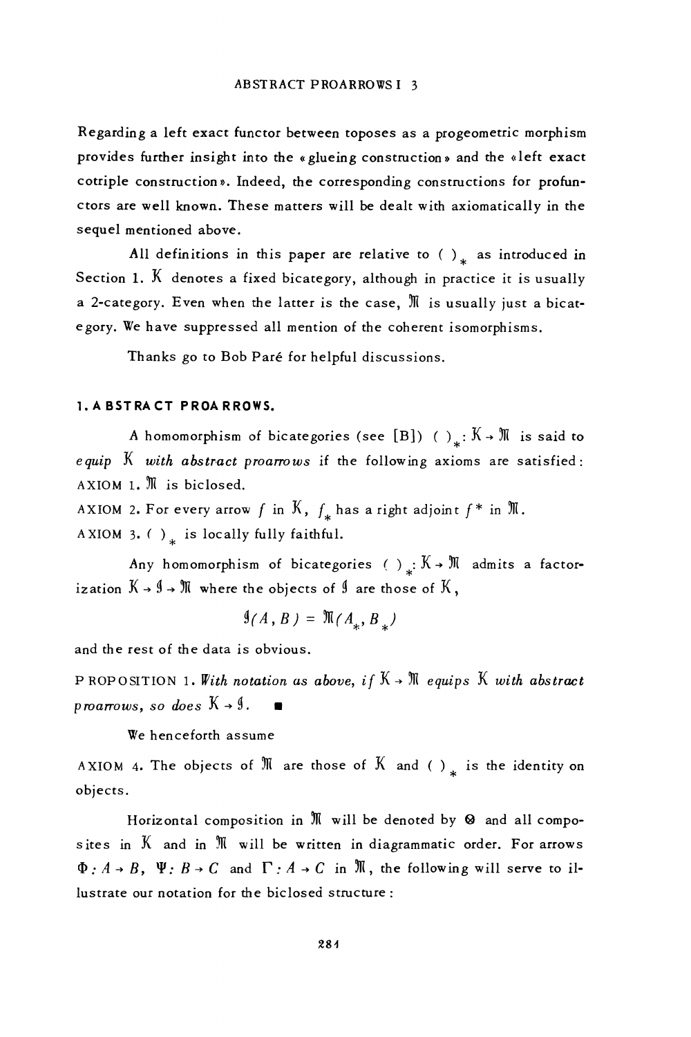Regarding a left exact functor between toposes as a progeometric morphism provides further insight into the «glueing construction» and the «left exact cotriple construction». Indeed, the corresponding constructions for profunctors are well known. These matters will be dealt with axiomatically in the sequel mentioned above.

All definitions in this paper are relative to $(\ )_*$ as introduced in Section 1. $\mathcal{K}$ denotes a fixed bicategory, although in practice it is usually a 2-category. Even when the latter is the case, $\mathfrak{M}$ is usually just a bicategory. We have suppressed all mention of the coherent isomorphisms.

Thanks go to Bob Paré for helpful discussions.

## 1. ABSTRACT PROARROWS.

A homomorphism of bicategories (see [B]) $(\ )_*: \mathcal{K} \to \mathfrak{M}$ is said to *equip* $\mathcal{K}$ *with abstract proarrows* if the following axioms are satisfied:

AXIOM 1. $\mathfrak{M}$ is biclosed.

AXIOM 2. For every arrow $f$ in $\mathcal{K}$, $f_*$ has a right adjoint $f^*$ in $\mathfrak{M}$.

AXIOM 3. $(\ )_*$ is locally fully faithful.

Any homomorphism of bicategories $(\ )_*: \mathcal{K} \to \mathfrak{M}$ admits a factorization $\mathcal{K} \to \mathcal{I} \to \mathfrak{M}$ where the objects of $\mathcal{I}$ are those of $\mathcal{K}$,

$$\mathcal{I}(A, B) = \mathfrak{M}(A_*, B_*)$$

and the rest of the data is obvious.

PROPOSITION 1. *With notation as above, if* $\mathcal{K} \to \mathfrak{M}$ *equips* $\mathcal{K}$ *with abstract proarrows, so does* $\mathcal{K} \to \mathcal{I}$. ∎

We henceforth assume

AXIOM 4. The objects of $\mathfrak{M}$ are those of $\mathcal{K}$ and $(\ )_*$ is the identity on objects.

Horizontal composition in $\mathfrak{M}$ will be denoted by $\otimes$ and all composites in $\mathcal{K}$ and in $\mathfrak{M}$ will be written in diagrammatic order. For arrows $\Phi: A \to B$, $\Psi: B \to C$ and $\Gamma: A \to C$ in $\mathfrak{M}$, the following will serve to illustrate our notation for the biclosed structure: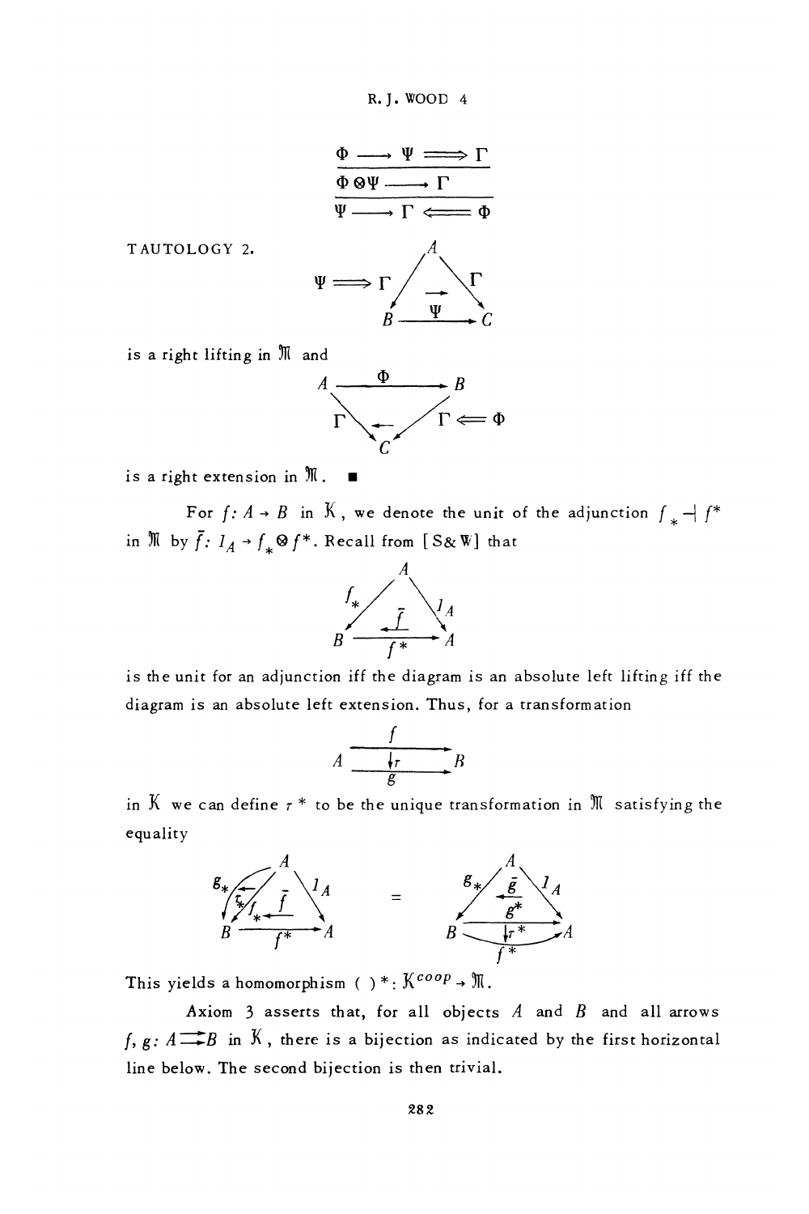$$\frac{\Phi \longrightarrow \Psi \Longrightarrow \Gamma}{\dfrac{\Phi \otimes \Psi \longrightarrow \Gamma}{\Psi \longrightarrow \Gamma \Longleftarrow \Phi}}$$

TAUTOLOGY 2.

$$\begin{array}{ccc} & A & \\ \Psi \Longrightarrow \Gamma \swarrow & \rightarrow & \searrow \Gamma \\ B & \xrightarrow{\Psi} & C \end{array}$$

is a right lifting in $\mathfrak{M}$ and

$$\begin{array}{ccc} A & \xrightarrow{\Phi} & B \\ \Gamma \searrow & \leftarrow & \swarrow \Gamma \Leftarrow \Phi \\ & C & \end{array}$$

is a right extension in $\mathfrak{M}$. ∎

For $f: A \to B$ in $\mathcal{K}$, we denote the unit of the adjunction $f_* \dashv f^*$ in $\mathfrak{M}$ by $\bar{f}: 1_A \to f_* \otimes f^*$. Recall from [S&W] that

$$\begin{array}{ccc} & A & \\ f_* \swarrow & \overset{\bar{f}}{\leftarrow} & \searrow 1_A \\ B & \xrightarrow{f^*} & A \end{array}$$

is the unit for an adjunction iff the diagram is an absolute left lifting iff the diagram is an absolute left extension. Thus, for a transformation

$$A \underset{g}{\overset{f}{\rightrightarrows}} B \quad (\downarrow \tau)$$

in $\mathcal{K}$ we can define $\tau^*$ to be the unique transformation in $\mathfrak{M}$ satisfying the equality

$$\begin{array}{ccc} & A & \\ g_* \swarrow \overset{\tau_*}{\leftarrow} f_* & \overset{\bar{f}}{\leftarrow} & \searrow 1_A \\ B & \xrightarrow{f^*} & A \end{array} \quad = \quad \begin{array}{ccc} & A & \\ g_* \swarrow & \overset{\bar{g}}{\leftarrow} & \searrow 1_A \\ B & \underset{f^*}{\overset{g^*}{\rightrightarrows}} \ (\downarrow \tau^*) & A \end{array}$$

This yields a homomorphism $(\ )^*: \mathcal{K}^{coop} \to \mathfrak{M}$.

Axiom 3 asserts that, for all objects $A$ and $B$ and all arrows $f, g: A \rightrightarrows B$ in $\mathcal{K}$, there is a bijection as indicated by the first horizontal line below. The second bijection is then trivial.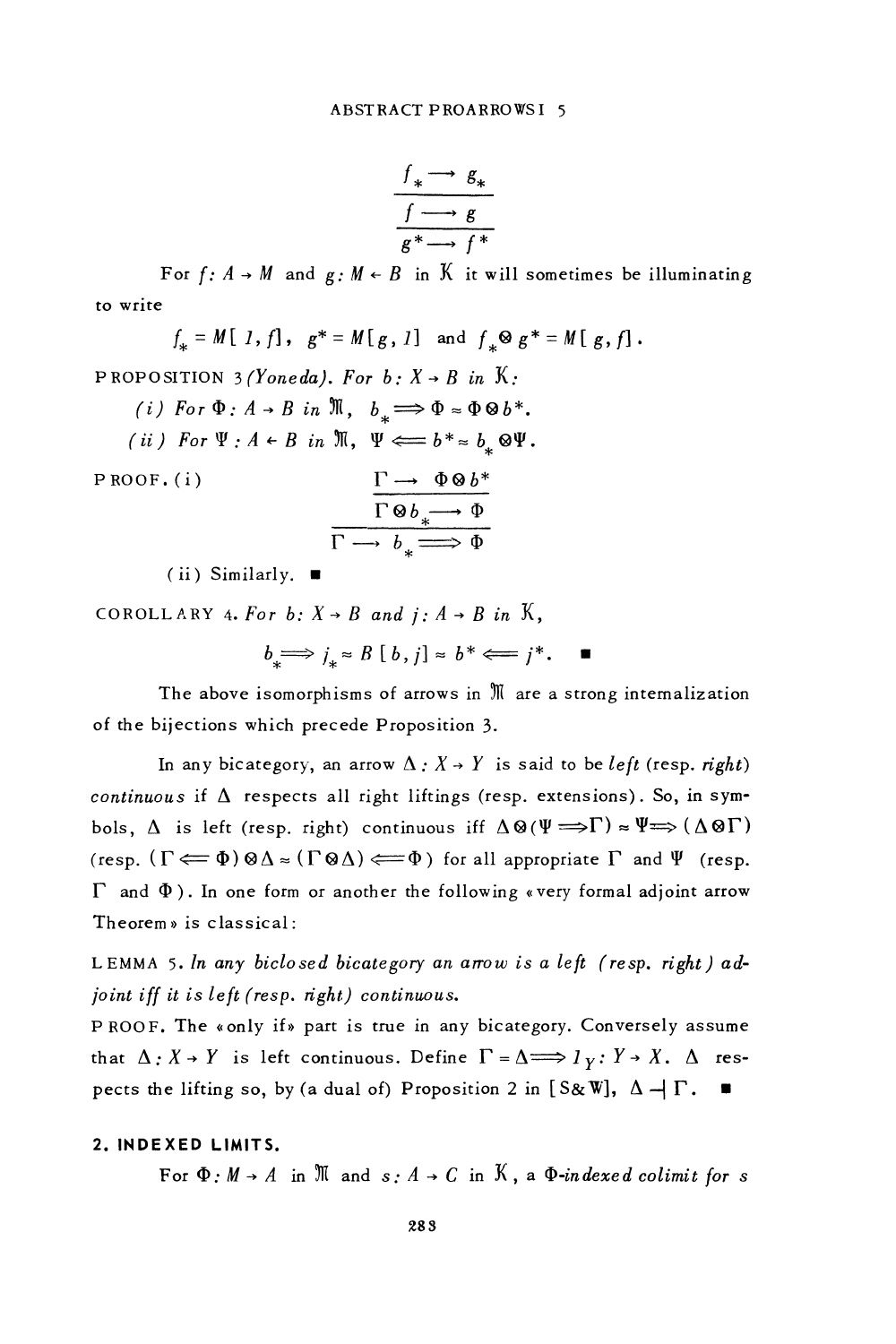$$\frac{\dfrac{f_* \longrightarrow g_*}{f \longrightarrow g}}{g^* \longrightarrow f^*}$$

For $f: A \to M$ and $g: M \leftarrow B$ in $\mathcal{K}$ it will sometimes be illuminating to write

$$f_* = M[1, f], \quad g^* = M[g, 1] \quad \text{and} \quad f_* \otimes g^* = M[g, f].$$

PROPOSITION 3 *(Yoneda). For $b: X \to B$ in $\mathcal{K}$:*

*(i) For $\Phi: A \to B$ in $\mathcal{M}$, $b_* \Longrightarrow \Phi \approx \Phi \otimes b^*$.*

*(ii) For $\Psi: A \leftarrow B$ in $\mathcal{M}$, $\Psi \Longleftarrow b^* \approx b_* \otimes \Psi$.*

PROOF. (i)

$$\frac{\dfrac{\Gamma \longrightarrow \Phi \otimes b^*}{\Gamma \otimes b_* \longrightarrow \Phi}}{\Gamma \longrightarrow b_* \Longrightarrow \Phi}$$

(ii) Similarly. ∎

COROLLARY 4. *For $b: X \to B$ and $j: A \to B$ in $\mathcal{K}$,*

$$b_* \Longrightarrow j_* \approx B[b, j] \approx b^* \Longleftarrow j^*. \quad ∎$$

The above isomorphisms of arrows in $\mathcal{M}$ are a strong internalization of the bijections which precede Proposition 3.

In any bicategory, an arrow $\Delta: X \to Y$ is said to be *left* (resp. *right*) *continuous* if $\Delta$ respects all right liftings (resp. extensions). So, in symbols, $\Delta$ is left (resp. right) continuous iff $\Delta \otimes (\Psi \Longrightarrow \Gamma) \approx \Psi \Longrightarrow (\Delta \otimes \Gamma)$ (resp. $(\Gamma \Longleftarrow \Phi) \otimes \Delta \approx (\Gamma \otimes \Delta) \Longleftarrow \Phi$) for all appropriate $\Gamma$ and $\Psi$ (resp. $\Gamma$ and $\Phi$). In one form or another the following «very formal adjoint arrow Theorem» is classical:

LEMMA 5. *In any biclosed bicategory an arrow is a left (resp. right) adjoint iff it is left (resp. right) continuous.*

PROOF. The «only if» part is true in any bicategory. Conversely assume that $\Delta: X \to Y$ is left continuous. Define $\Gamma = \Delta \Longrightarrow 1_Y: Y \to X$. $\Delta$ respects the lifting so, by (a dual of) Proposition 2 in [S&W], $\Delta \dashv \Gamma$. ∎

## 2. INDEXED LIMITS.

For $\Phi: M \to A$ in $\mathcal{M}$ and $s: A \to C$ in $\mathcal{K}$, a *$\Phi$-indexed colimit for $s$*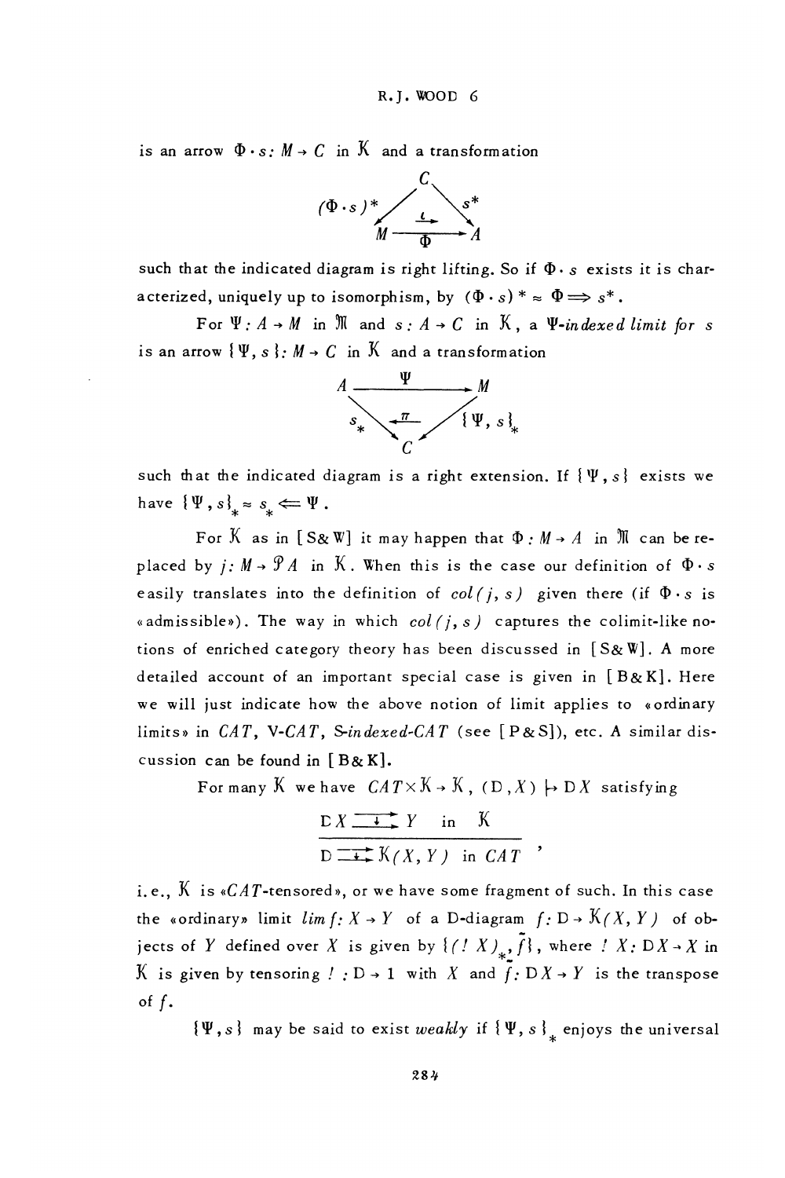is an arrow $\Phi \cdot s : M \to C$ in $\mathcal{K}$ and a transformation

$$\begin{array}{ccc} & C & \\ (\Phi \cdot s)^* \swarrow & \xrightarrow{\iota} & \searrow s^* \\ M & \xrightarrow[\Phi]{} & A \end{array}$$

such that the indicated diagram is right lifting. So if $\Phi \cdot s$ exists it is characterized, uniquely up to isomorphism, by $(\Phi \cdot s)^* \approx \Phi \Longrightarrow s^*$.

For $\Psi : A \to M$ in $\mathfrak{M}$ and $s : A \to C$ in $\mathcal{K}$, a *$\Psi$-indexed limit for* $s$ is an arrow $\{\Psi, s\} : M \to C$ in $\mathcal{K}$ and a transformation

$$\begin{array}{ccc} A & \xrightarrow{\Psi} & M \\ s_* \searrow & \xleftarrow{\pi} & \swarrow \{\Psi, s\}_* \\ & C & \end{array}$$

such that the indicated diagram is a right extension. If $\{\Psi, s\}$ exists we have $\{\Psi, s\}_* \approx s_* \Longleftarrow \Psi$.

For $\mathcal{K}$ as in [S& W] it may happen that $\Phi : M \to A$ in $\mathfrak{M}$ can be replaced by $j : M \to \mathcal{P} A$ in $\mathcal{K}$. When this is the case our definition of $\Phi \cdot s$ easily translates into the definition of $col(j, s)$ given there (if $\Phi \cdot s$ is «admissible»). The way in which $col(j, s)$ captures the colimit-like notions of enriched category theory has been discussed in [S& W]. A more detailed account of an important special case is given in [B& K]. Here we will just indicate how the above notion of limit applies to «ordinary limits» in $CAT$, V-$CAT$, S-*indexed*-$CAT$ (see [P& S]), etc. A similar discussion can be found in [B& K].

For many $\mathcal{K}$ we have $CAT \times \mathcal{K} \to \mathcal{K}$, $(\mathrm{D}, X) \mapsto \mathrm{D}X$ satisfying

$$\frac{\mathrm{D}X \rightrightarrows Y \quad \text{in} \quad \mathcal{K}}{\mathrm{D} \rightrightarrows \mathcal{K}(X, Y) \quad \text{in } CAT},$$

i.e., $\mathcal{K}$ is «$CAT$-tensored», or we have some fragment of such. In this case the «ordinary» limit $lim\, f : X \to Y$ of a D-diagram $f : \mathrm{D} \to \mathcal{K}(X, Y)$ of objects of $Y$ defined over $X$ is given by $\{(!\, X)_*, \tilde{f}\}$, where $!\, X : \mathrm{D}X \to X$ in $\mathcal{K}$ is given by tensoring $! : \mathrm{D} \to 1$ with $X$ and $\tilde{f} : \mathrm{D}X \to Y$ is the transpose of $f$.

$\{\Psi, s\}$ may be said to exist *weakly* if $\{\Psi, s\}_*$ enjoys the universal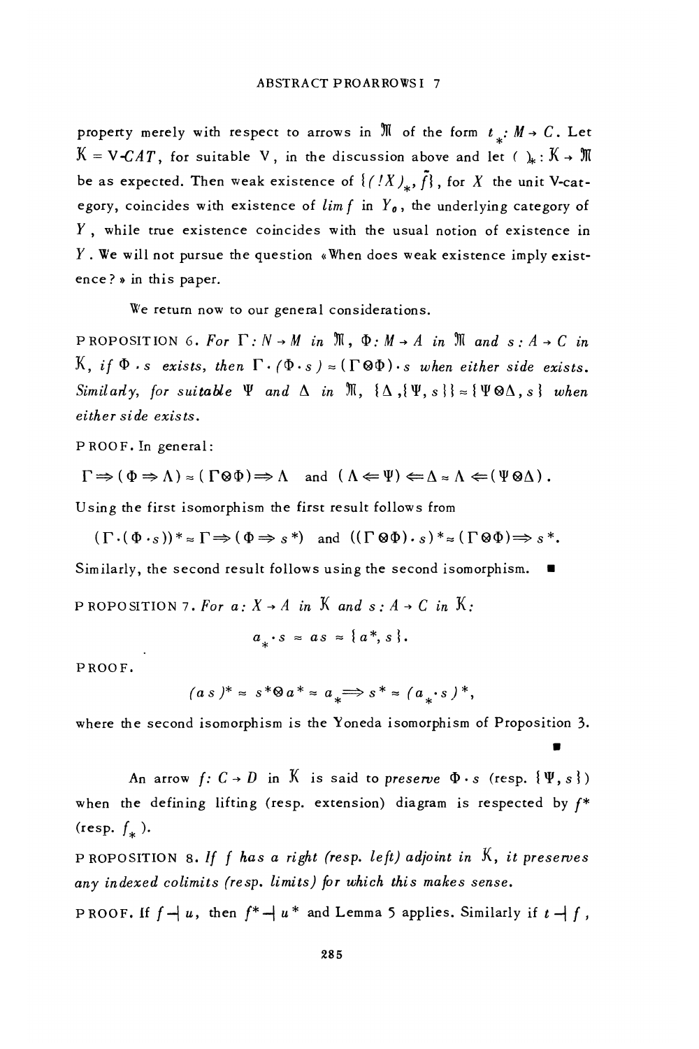property merely with respect to arrows in $\mathfrak{M}$ of the form $t_*: M \to C$. Let $\mathcal{K} = V\text{-}CAT$, for suitable V, in the discussion above and let $(\ )_*: \mathcal{K} \to \mathfrak{M}$ be as expected. Then weak existence of $\{(!X)_*, \tilde{f}\}$, for $X$ the unit V-category, coincides with existence of $lim f$ in $Y_0$, the underlying category of $Y$, while true existence coincides with the usual notion of existence in $Y$. We will not pursue the question «When does weak existence imply existence?» in this paper.

We return now to our general considerations.

PROPOSITION 6. *For $\Gamma: N \to M$ in $\mathfrak{M}$, $\Phi: M \to A$ in $\mathfrak{M}$ and $s: A \to C$ in $\mathcal{K}$, if $\Phi \cdot s$ exists, then $\Gamma \cdot (\Phi \cdot s) \approx (\Gamma \otimes \Phi) \cdot s$ when either side exists. Similarly, for suitable $\Psi$ and $\Delta$ in $\mathfrak{M}$, $\{\Delta, \{\Psi, s\}\} \approx \{\Psi \otimes \Delta, s\}$ when either side exists.*

PROOF. In general:

$$\Gamma \Rightarrow (\Phi \Rightarrow \Lambda) \approx (\Gamma \otimes \Phi) \Rightarrow \Lambda \quad \text{and} \quad (\Lambda \Leftarrow \Psi) \Leftarrow \Delta \approx \Lambda \Leftarrow (\Psi \otimes \Delta).$$

Using the first isomorphism the first result follows from

$$(\Gamma \cdot (\Phi \cdot s))^* \approx \Gamma \Rightarrow (\Phi \Rightarrow s^*) \quad \text{and} \quad ((\Gamma \otimes \Phi) \cdot s)^* \approx (\Gamma \otimes \Phi) \Rightarrow s^*.$$

Similarly, the second result follows using the second isomorphism. ∎

PROPOSITION 7. *For $a: X \to A$ in $\mathcal{K}$ and $s: A \to C$ in $\mathcal{K}$:*

$$a_* \cdot s \approx as \approx \{a^*, s\}.$$

PROOF.

$$(as)^* \approx s^* \otimes a^* \approx a_* \Rightarrow s^* \approx (a_* \cdot s)^*,$$

where the second isomorphism is the Yoneda isomorphism of Proposition 3. ∎

An arrow $f: C \to D$ in $\mathcal{K}$ is said to *preserve* $\Phi \cdot s$ (resp. $\{\Psi, s\}$) when the defining lifting (resp. extension) diagram is respected by $f^*$ (resp. $f_*$).

PROPOSITION 8. *If $f$ has a right (resp. left) adjoint in $\mathcal{K}$, it preserves any indexed colimits (resp. limits) for which this makes sense.*

PROOF. If $f \dashv u$, then $f^* \dashv u^*$ and Lemma 5 applies. Similarly if $t \dashv f$,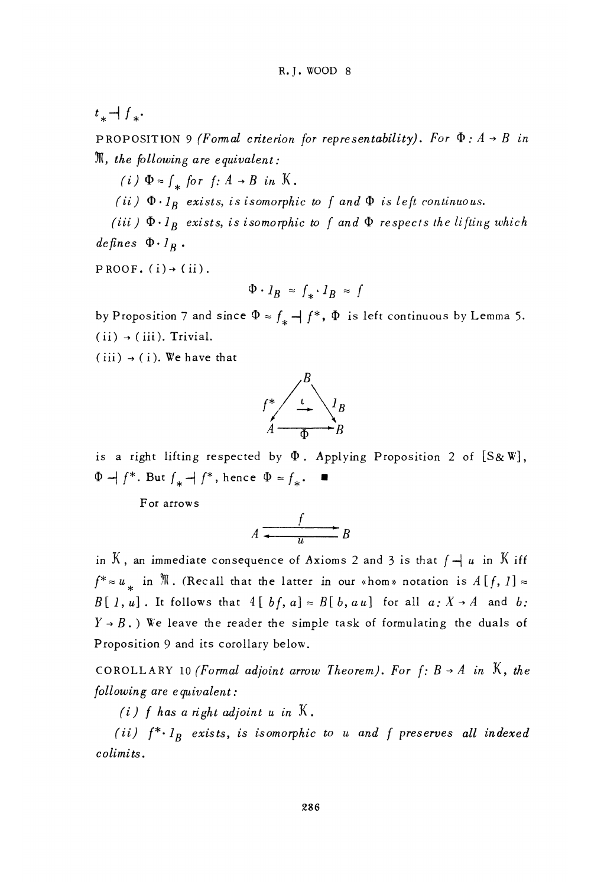$t_* \dashv f_*$.

PROPOSITION 9 *(Formal criterion for representability). For $\Phi : A \to B$ in $\mathfrak{M}$, the following are equivalent:*

*(i) $\Phi \approx f_*$ for $f: A \to B$ in $\mathcal{K}$.*

*(ii) $\Phi \cdot 1_B$ exists, is isomorphic to $f$ and $\Phi$ is left continuous.*

*(iii) $\Phi \cdot 1_B$ exists, is isomorphic to $f$ and $\Phi$ respects the lifting which defines $\Phi \cdot 1_B$.*

PROOF. (i) $\to$ (ii).

$$\Phi \cdot 1_B \approx f_* \cdot 1_B \approx f$$

by Proposition 7 and since $\Phi \approx f_* \dashv f^*$, $\Phi$ is left continuous by Lemma 5.

(ii) $\to$ (iii). Trivial.

(iii) $\to$ (i). We have that

$$\begin{array}{ccc} & B & \\ f^* \swarrow & \xrightarrow{\iota} & \searrow 1_B \\ A & \xrightarrow[\Phi]{} & B \end{array}$$

is a right lifting respected by $\Phi$. Applying Proposition 2 of [S& W], $\Phi \dashv f^*$. But $f_* \dashv f^*$, hence $\Phi \approx f_*$. ∎

For arrows

$$A \underset{u}{\overset{f}{\rightleftarrows}} B$$

in $\mathcal{K}$, an immediate consequence of Axioms 2 and 3 is that $f \dashv u$ in $\mathcal{K}$ iff $f^* \approx u_*$ in $\mathfrak{M}$. (Recall that the latter in our «hom» notation is $A[f, 1] \approx B[1, u]$. It follows that $A[bf, a] \approx B[b, au]$ for all $a: X \to A$ and $b: Y \to B$.) We leave the reader the simple task of formulating the duals of Proposition 9 and its corollary below.

COROLLARY 10 *(Formal adjoint arrow Theorem). For $f: B \to A$ in $\mathcal{K}$, the following are equivalent:*

*(i) $f$ has a right adjoint $u$ in $\mathcal{K}$.*

*(ii) $f^* \cdot 1_B$ exists, is isomorphic to $u$ and $f$ preserves all indexed colimits.*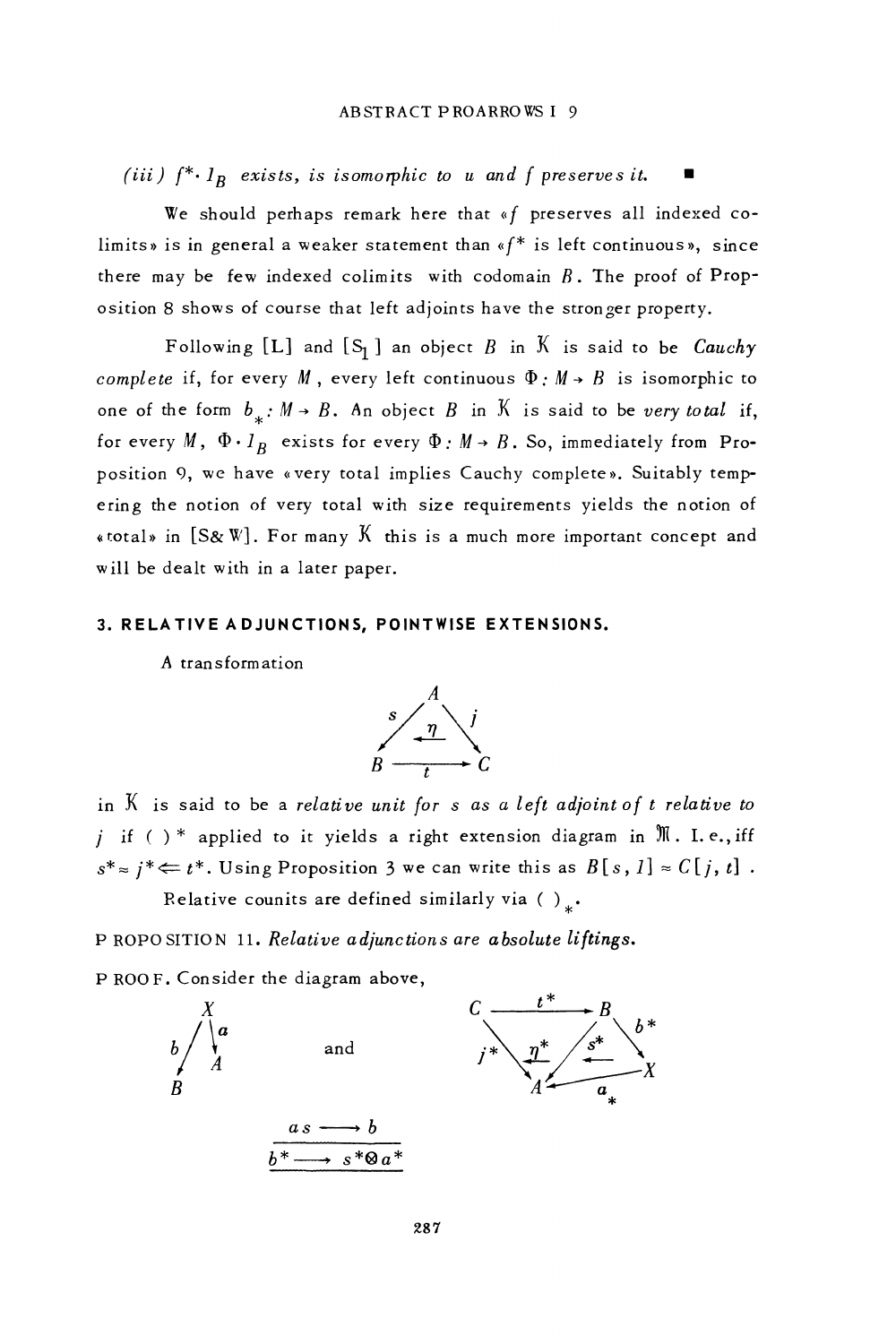*(iii)* $f^* \cdot 1_B$ *exists, is isomorphic to* $u$ *and* $f$ *preserves it.* ■

We should perhaps remark here that «$f$ preserves all indexed colimits» is in general a weaker statement than «$f^*$ is left continuous», since there may be few indexed colimits with codomain $B$. The proof of Proposition 8 shows of course that left adjoints have the stronger property.

Following [L] and [S$_1$] an object $B$ in $\mathcal{K}$ is said to be *Cauchy complete* if, for every $M$, every left continuous $\Phi: M \to B$ is isomorphic to one of the form $b_*: M \to B$. An object $B$ in $\mathcal{K}$ is said to be *very total* if, for every $M$, $\Phi \cdot 1_B$ exists for every $\Phi: M \to B$. So, immediately from Proposition 9, we have «very total implies Cauchy complete». Suitably tempering the notion of very total with size requirements yields the notion of «total» in [S& W]. For many $\mathcal{K}$ this is a much more important concept and will be dealt with in a later paper.

## 3. RELATIVE ADJUNCTIONS, POINTWISE EXTENSIONS.

A transformation

$$\begin{array}{ccc} & A & \\ s \swarrow & \xleftarrow{\eta} & \searrow j \\ B & \xrightarrow{\quad t \quad} & C \end{array}$$

in $\mathcal{K}$ is said to be a *relative unit for* $s$ *as a left adjoint of* $t$ *relative to* $j$ if $(\ )^*$ applied to it yields a right extension diagram in $\mathfrak{M}$. I. e., iff $s^* \approx j^* \Leftarrow t^*$. Using Proposition 3 we can write this as $B[s, 1] \approx C[j, t]$.

Relative counits are defined similarly via $(\ )_*$.

PROPOSITION 11. *Relative adjunctions are absolute liftings.*

PROOF. Consider the diagram above,

$$\begin{array}{ccc} & X & \\ b \swarrow & & \searrow a \\ B & & A \end{array} \qquad \text{and} \qquad \begin{array}{ccccc} C & \xrightarrow{t^*} & B & & \\ & j^* \searrow \; \xleftarrow{\eta^*} & \swarrow s^* \; \xleftarrow{} & \searrow b^* & \\ & & A & \xleftarrow{a_*} & X \end{array}$$

$$\frac{a s \longrightarrow b}{b^* \longrightarrow s^* \otimes a^*}$$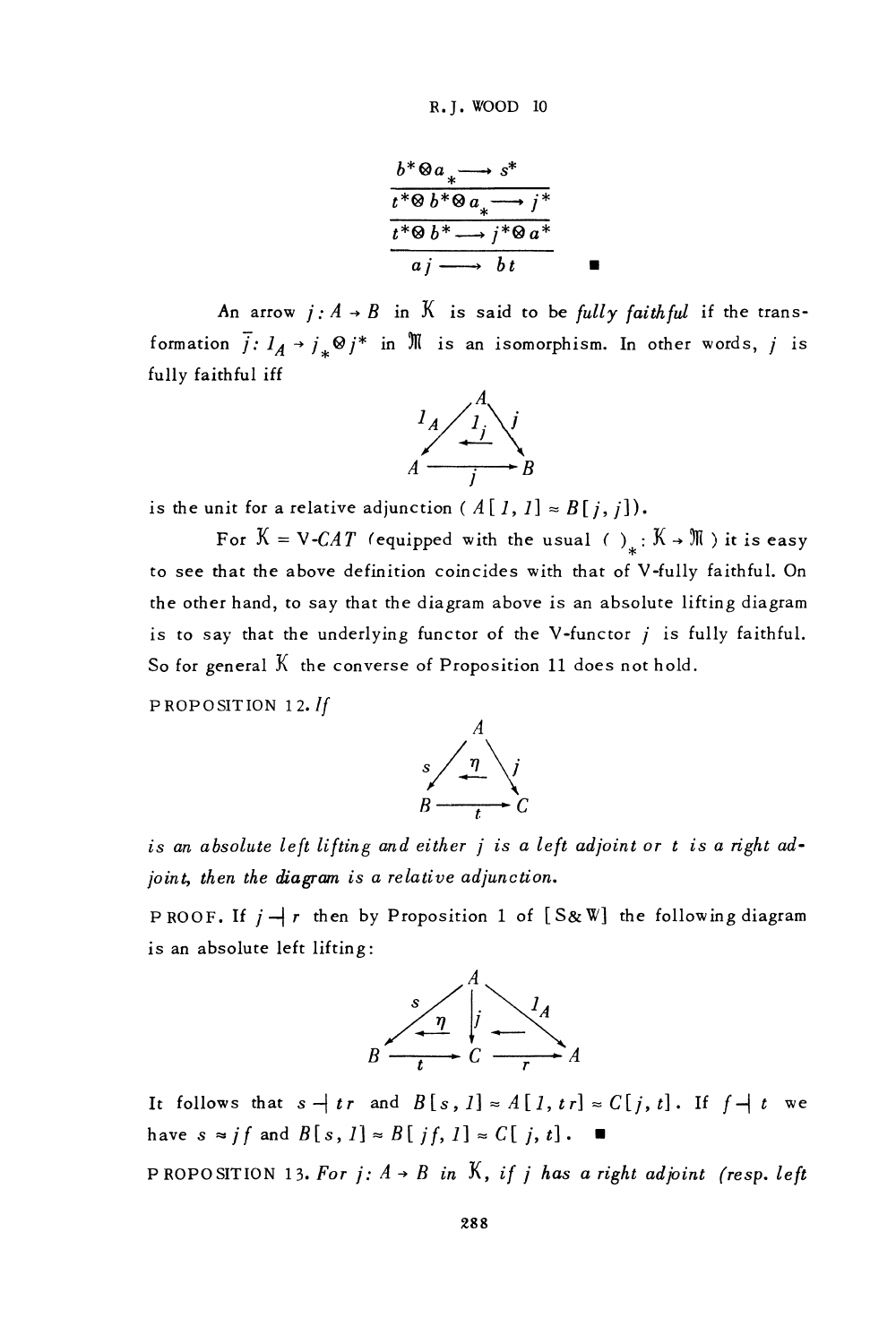$$\frac{\dfrac{\dfrac{b^*\otimes a_* \longrightarrow s^*}{t^*\otimes b^*\otimes a_* \longrightarrow j^*}}{t^*\otimes b^* \longrightarrow j^*\otimes a^*}}{aj \longrightarrow bt}$$ ∎

An arrow $j: A \to B$ in $\mathcal{K}$ is said to be *fully faithful* if the transformation $\bar{j}: 1_A \to j_* \otimes j^*$ in $\mathfrak{M}$ is an isomorphism. In other words, $j$ is fully faithful iff

$$\begin{array}{ccc} & A & \\ {}^{1_A}\swarrow & \overset{1_j}{\longleftarrow} & \searrow^{j} \\ A & \xrightarrow[j]{} & B \end{array}$$

is the unit for a relative adjunction ( $A[1, 1] \approx B[j, j]$).

For $\mathcal{K} = V\text{-}CAT$ (equipped with the usual $(\ )_*: \mathcal{K} \to \mathfrak{M}$ ) it is easy to see that the above definition coincides with that of V-fully faithful. On the other hand, to say that the diagram above is an absolute lifting diagram is to say that the underlying functor of the V-functor $j$ is fully faithful. So for general $\mathcal{K}$ the converse of Proposition 11 does not hold.

PROPOSITION 12. *If*

$$\begin{array}{ccc} & A & \\ {}^{s}\swarrow & \overset{\eta}{\longleftarrow} & \searrow^{j} \\ B & \xrightarrow[t]{} & C \end{array}$$

*is an absolute left lifting and either $j$ is a left adjoint or $t$ is a right adjoint, then the diagram is a relative adjunction.*

PROOF. If $j \dashv r$ then by Proposition 1 of [S& W] the following diagram is an absolute left lifting:

$$\begin{array}{ccccc} & & A & & \\ & {}^{s}\swarrow & \overset{\eta}{\longleftarrow}\ \downarrow j\ \longleftarrow & \searrow^{1_A} & \\ B & \xrightarrow[t]{} & C & \xrightarrow[r]{} & A \end{array}$$

It follows that $s \dashv tr$ and $B[s, 1] \approx A[1, tr] \approx C[j, t]$. If $f \dashv t$ we have $s \approx jf$ and $B[s, 1] \approx B[jf, 1] \approx C[j, t]$. ∎

PROPOSITION 13. *For $j: A \to B$ in $\mathcal{K}$, if $j$ has a right adjoint (resp. left*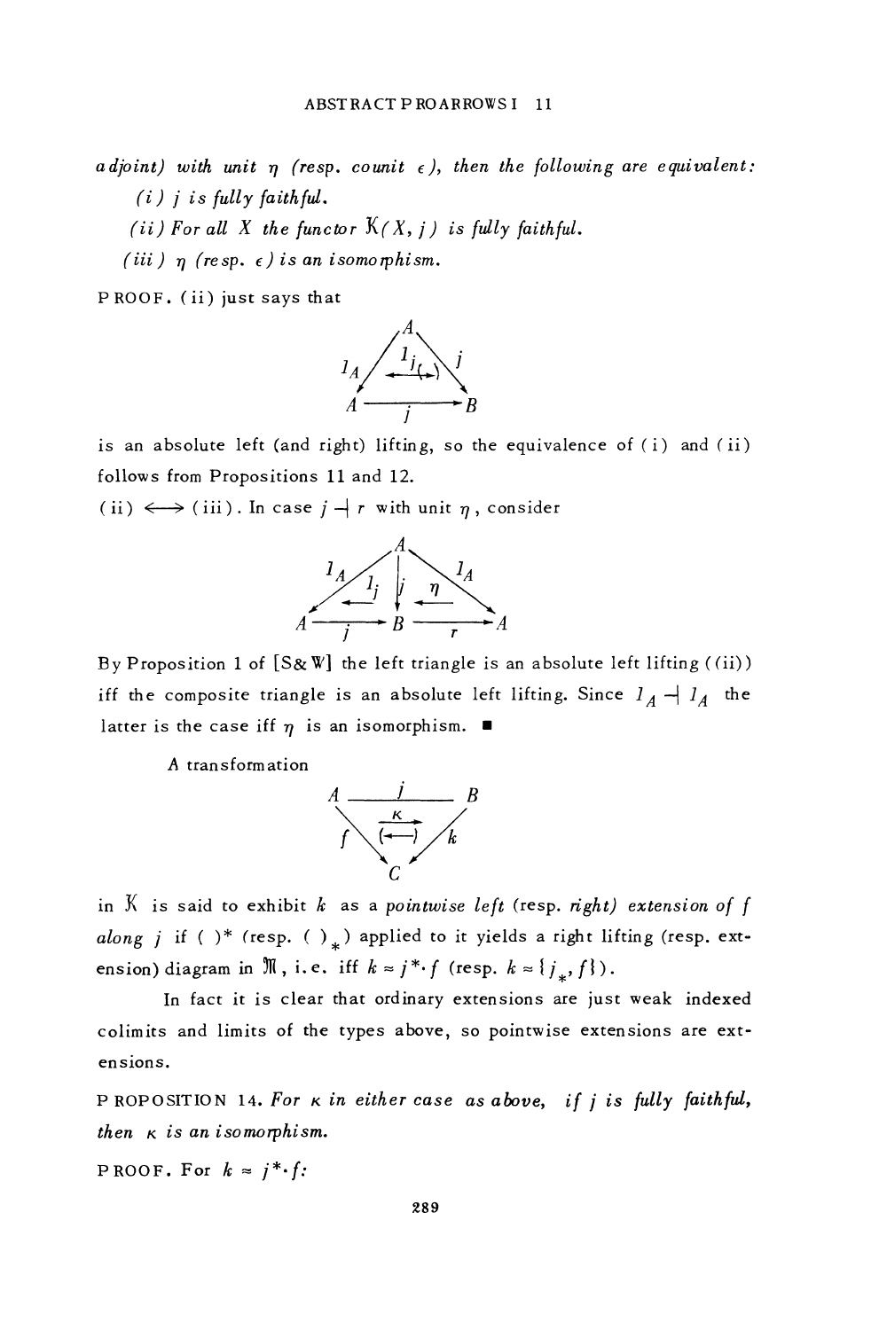*adjoint) with unit $\eta$ (resp. counit $\epsilon$), then the following are equivalent:*

*(i) $j$ is fully faithful.*

*(ii) For all $X$ the functor $\mathbb{K}(X, j)$ is fully faithful.*

*(iii) $\eta$ (resp. $\epsilon$) is an isomorphism.*

PROOF. (ii) just says that

$$\begin{array}{ccc} & A & \\ 1_A \swarrow & \xleftarrow{1_j}\ (\rightarrow) & \searrow j \\ A & \xrightarrow[j]{} & B \end{array}$$

is an absolute left (and right) lifting, so the equivalence of (i) and (ii) follows from Propositions 11 and 12.

(ii) $\Longleftrightarrow$ (iii). In case $j \dashv r$ with unit $\eta$, consider

$$\begin{array}{ccccc} & & A & & \\ & 1_A \swarrow & \xleftarrow{1_j} \ \downarrow j \ \xleftarrow{\eta} & \searrow 1_A & \\ A & \xrightarrow[j]{} & B & \xrightarrow[r]{} & A \end{array}$$

By Proposition 1 of [S& W] the left triangle is an absolute left lifting ((ii)) iff the composite triangle is an absolute left lifting. Since $1_A \dashv 1_A$ the latter is the case iff $\eta$ is an isomorphism. ■

A transformation

$$\begin{array}{ccc} A & \xrightarrow{j} & B \\ f \searrow & \xrightarrow{\kappa}\ (\leftarrow) & \swarrow k \\ & C & \end{array}$$

in $\mathbb{K}$ is said to exhibit $k$ as a *pointwise left* (resp. *right*) *extension of $f$ along $j$* if $(\ )^*$ (resp. $(\ )_*$) applied to it yields a right lifting (resp. extension) diagram in $\mathfrak{M}$, i.e. iff $k \approx j^* \cdot f$ (resp. $k \approx \{j_*, f\}$).

In fact it is clear that ordinary extensions are just weak indexed colimits and limits of the types above, so pointwise extensions are extensions.

PROPOSITION 14. *For $\kappa$ in either case as above, if $j$ is fully faithful, then $\kappa$ is an isomorphism.*

PROOF. For $k \approx j^* \cdot f$: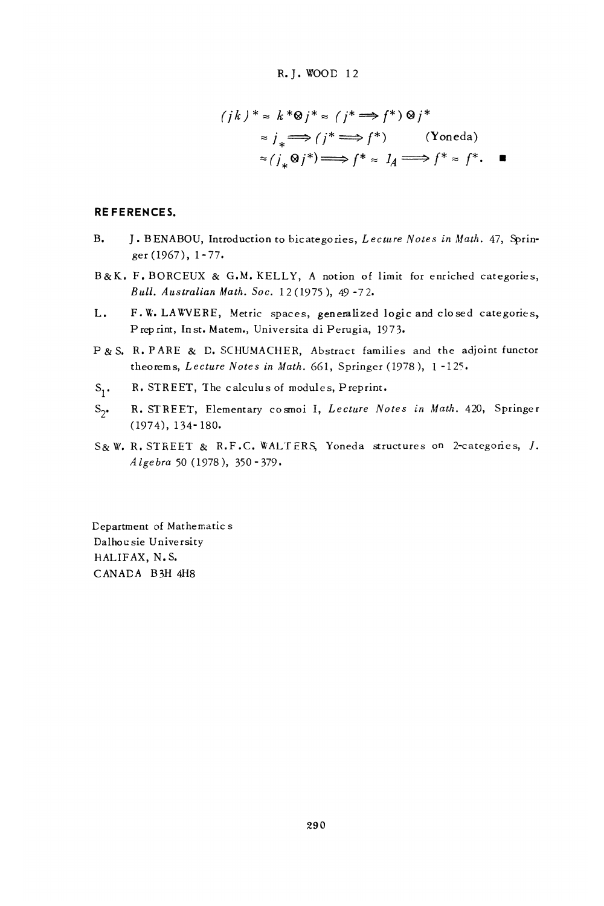$$
\begin{aligned}
(jk)^* &\approx k^* \otimes j^* \approx (j^* \Longrightarrow f^*) \otimes j^* \\
&\approx j_* \Longrightarrow (j^* \Longrightarrow f^*) \qquad \text{(Yoneda)} \\
&\approx (j_* \otimes j^*) \Longrightarrow f^* \approx 1_A \Longrightarrow f^* \approx f^*. \quad \blacksquare
\end{aligned}
$$

## REFERENCES.

B. J. BENABOU, Introduction to bicategories, *Lecture Notes in Math.* 47, Springer (1967), 1-77.

B&K. F. BORCEUX & G.M. KELLY, A notion of limit for enriched categories, *Bull. Australian Math. Soc.* 12 (1975), 49-72.

L. F. W. LAWVERE, Metric spaces, generalized logic and closed categories, Preprint, Inst. Matem., Universita di Perugia, 1973.

P & S. R. PARE & D. SCHUMACHER, Abstract families and the adjoint functor theorems, *Lecture Notes in Math.* 661, Springer (1978), 1-125.

$S_1$. R. STREET, The calculus of modules, Preprint.

$S_2$. R. STREET, Elementary cosmoi I, *Lecture Notes in Math.* 420, Springer (1974), 134-180.

S& W. R. STREET & R.F.C. WALTERS, Yoneda structures on 2-categories, *J. Algebra* 50 (1978), 350-379.

Department of Mathematics
Dalhousie University
HALIFAX, N.S.
CANADA B3H 4H8